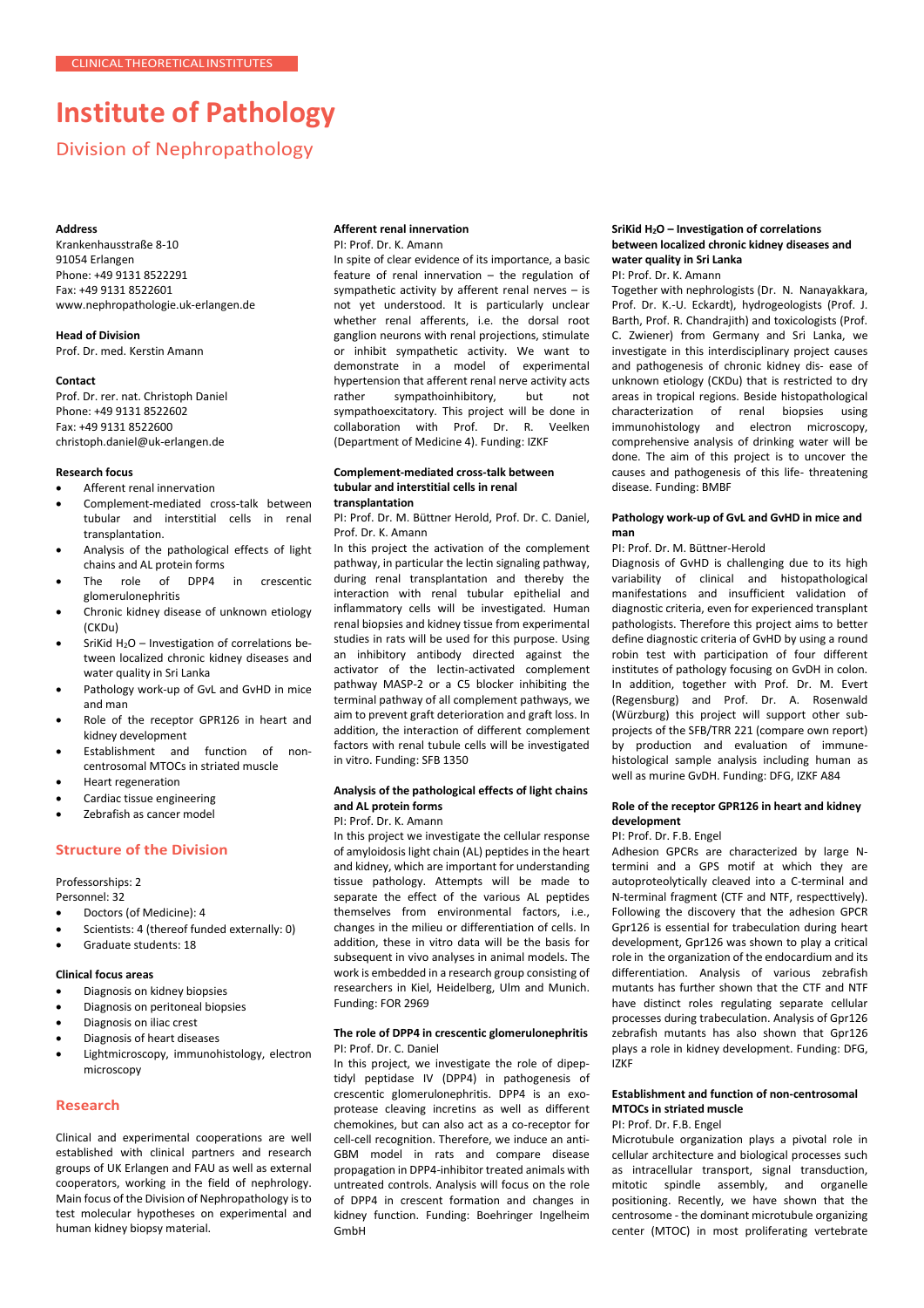CLINICAL THEORETICAL INSTITUTES

# Institute of Pathology

## Division of Nephropathology

**Address**
Krankenhausstraße 8-10
91054 Erlangen
Phone: +49 9131 8522291
Fax: +49 9131 8522601
www.nephropathologie.uk-erlangen.de

**Head of Division**
Prof. Dr. med. Kerstin Amann

**Contact**
Prof. Dr. rer. nat. Christoph Daniel
Phone: +49 9131 8522602
Fax: +49 9131 8522600
christoph.daniel@uk-erlangen.de

**Research focus**

- Afferent renal innervation
- Complement-mediated cross-talk between tubular and interstitial cells in renal transplantation.
- Analysis of the pathological effects of light chains and AL protein forms
- The role of DPP4 in crescentic glomerulonephritis
- Chronic kidney disease of unknown etiology (CKDu)
- SriKid $H_2O$ – Investigation of correlations between localized chronic kidney diseases and water quality in Sri Lanka
- Pathology work-up of GvL and GvHD in mice and man
- Role of the receptor GPR126 in heart and kidney development
- Establishment and function of non-centrosomal MTOCs in striated muscle
- Heart regeneration
- Cardiac tissue engineering
- Zebrafish as cancer model

### Structure of the Division

Professorships: 2
Personnel: 32

- Doctors (of Medicine): 4
- Scientists: 4 (thereof funded externally: 0)
- Graduate students: 18

**Clinical focus areas**

- Diagnosis on kidney biopsies
- Diagnosis on peritoneal biopsies
- Diagnosis on iliac crest
- Diagnosis of heart diseases
- Lightmicroscopy, immunohistology, electron microscopy

### Research

Clinical and experimental cooperations are well established with clinical partners and research groups of UK Erlangen and FAU as well as external cooperators, working in the field of nephrology. Main focus of the Division of Nephropathology is to test molecular hypotheses on experimental and human kidney biopsy material.

#### Afferent renal innervation

PI: Prof. Dr. K. Amann

In spite of clear evidence of its importance, a basic feature of renal innervation – the regulation of sympathetic activity by afferent renal nerves – is not yet understood. It is particularly unclear whether renal afferents, i.e. the dorsal root ganglion neurons with renal projections, stimulate or inhibit sympathetic activity. We want to demonstrate in a model of experimental hypertension that afferent renal nerve activity acts rather sympathoinhibitory, but not sympathoexcitatory. This project will be done in collaboration with Prof. Dr. R. Veelken (Department of Medicine 4). Funding: IZKF

#### Complement-mediated cross-talk between tubular and interstitial cells in renal transplantation

PI: Prof. Dr. M. Büttner Herold, Prof. Dr. C. Daniel, Prof. Dr. K. Amann

In this project the activation of the complement pathway, in particular the lectin signaling pathway, during renal transplantation and thereby the interaction with renal tubular epithelial and inflammatory cells will be investigated. Human renal biopsies and kidney tissue from experimental studies in rats will be used for this purpose. Using an inhibitory antibody directed against the activator of the lectin-activated complement pathway MASP-2 or a C5 blocker inhibiting the terminal pathway of all complement pathways, we aim to prevent graft deterioration and graft loss. In addition, the interaction of different complement factors with renal tubule cells will be investigated in vitro. Funding: SFB 1350

#### Analysis of the pathological effects of light chains and AL protein forms

PI: Prof. Dr. K. Amann

In this project we investigate the cellular response of amyloidosis light chain (AL) peptides in the heart and kidney, which are important for understanding tissue pathology. Attempts will be made to separate the effect of the various AL peptides themselves from environmental factors, i.e., changes in the milieu or differentiation of cells. In addition, these in vitro data will be the basis for subsequent in vivo analyses in animal models. The work is embedded in a research group consisting of researchers in Kiel, Heidelberg, Ulm and Munich. Funding: FOR 2969

#### The role of DPP4 in crescentic glomerulonephritis

PI: Prof. Dr. C. Daniel

In this project, we investigate the role of dipeptidyl peptidase IV (DPP4) in pathogenesis of crescentic glomerulonephritis. DPP4 is an exoprotease cleaving incretins as well as different chemokines, but can also act as a co-receptor for cell-cell recognition. Therefore, we induce an anti-GBM model in rats and compare disease propagation in DPP4-inhibitor treated animals with untreated controls. Analysis will focus on the role of DPP4 in crescent formation and changes in kidney function. Funding: Boehringer Ingelheim GmbH

#### SriKid $H_2O$ – Investigation of correlations between localized chronic kidney diseases and water quality in Sri Lanka

PI: Prof. Dr. K. Amann

Together with nephrologists (Dr. N. Nanayakkara, Prof. Dr. K.-U. Eckardt), hydrogeologists (Prof. J. Barth, Prof. R. Chandrajith) and toxicologists (Prof. C. Zwiener) from Germany and Sri Lanka, we investigate in this interdisciplinary project causes and pathogenesis of chronic kidney dis- ease of unknown etiology (CKDu) that is restricted to dry areas in tropical regions. Beside histopathological characterization of renal biopsies using immunohistology and electron microscopy, comprehensive analysis of drinking water will be done. The aim of this project is to uncover the causes and pathogenesis of this life- threatening disease. Funding: BMBF

#### Pathology work-up of GvL and GvHD in mice and man

PI: Prof. Dr. M. Büttner-Herold

Diagnosis of GvHD is challenging due to its high variability of clinical and histopathological manifestations and insufficient validation of diagnostic criteria, even for experienced transplant pathologists. Therefore this project aims to better define diagnostic criteria of GvHD by using a round robin test with participation of four different institutes of pathology focusing on GvDH in colon. In addition, together with Prof. Dr. M. Evert (Regensburg) and Prof. Dr. A. Rosenwald (Würzburg) this project will support other subprojects of the SFB/TRR 221 (compare own report) by production and evaluation of immune-histological sample analysis including human as well as murine GvDH. Funding: DFG, IZKF A84

#### Role of the receptor GPR126 in heart and kidney development

PI: Prof. Dr. F.B. Engel

Adhesion GPCRs are characterized by large N-termini and a GPS motif at which they are autoproteolytically cleaved into a C-terminal and N-terminal fragment (CTF and NTF, respecttively). Following the discovery that the adhesion GPCR Gpr126 is essential for trabeculation during heart development, Gpr126 was shown to play a critical role in the organization of the endocardium and its differentiation. Analysis of various zebrafish mutants has further shown that the CTF and NTF have distinct roles regulating separate cellular processes during trabeculation. Analysis of Gpr126 zebrafish mutants has also shown that Gpr126 plays a role in kidney development. Funding: DFG, IZKF

#### Establishment and function of non-centrosomal MTOCs in striated muscle

PI: Prof. Dr. F.B. Engel

Microtubule organization plays a pivotal role in cellular architecture and biological processes such as intracellular transport, signal transduction, mitotic spindle assembly, and organelle positioning. Recently, we have shown that the centrosome - the dominant microtubule organizing center (MTOC) in most proliferating vertebrate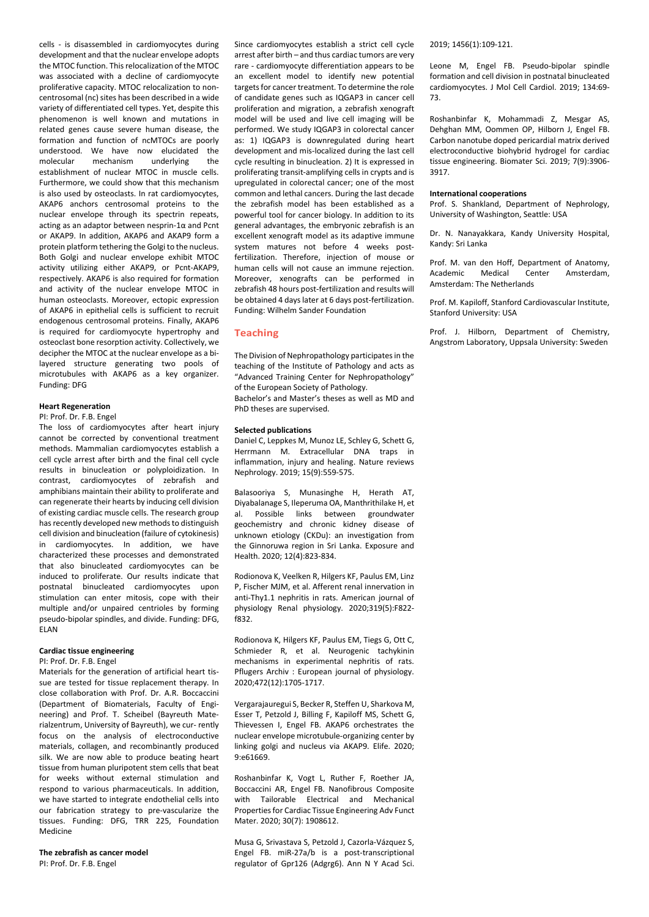cells - is disassembled in cardiomyocytes during development and that the nuclear envelope adopts the MTOC function. This relocalization of the MTOC was associated with a decline of cardiomyocyte proliferative capacity. MTOC relocalization to non-centrosomal (nc) sites has been described in a wide variety of differentiated cell types. Yet, despite this phenomenon is well known and mutations in related genes cause severe human disease, the formation and function of ncMTOCs are poorly understood. We have now elucidated the molecular mechanism underlying the establishment of nuclear MTOC in muscle cells. Furthermore, we could show that this mechanism is also used by osteoclasts. In rat cardiomyocytes, AKAP6 anchors centrosomal proteins to the nuclear envelope through its spectrin repeats, acting as an adaptor between nesprin-1α and Pcnt or AKAP9. In addition, AKAP6 and AKAP9 form a protein platform tethering the Golgi to the nucleus. Both Golgi and nuclear envelope exhibit MTOC activity utilizing either AKAP9, or Pcnt-AKAP9, respectively. AKAP6 is also required for formation and activity of the nuclear envelope MTOC in human osteoclasts. Moreover, ectopic expression of AKAP6 in epithelial cells is sufficient to recruit endogenous centrosomal proteins. Finally, AKAP6 is required for cardiomyocyte hypertrophy and osteoclast bone resorption activity. Collectively, we decipher the MTOC at the nuclear envelope as a bi-layered structure generating two pools of microtubules with AKAP6 as a key organizer. Funding: DFG

**Heart Regeneration**

PI: Prof. Dr. F.B. Engel

The loss of cardiomyocytes after heart injury cannot be corrected by conventional treatment methods. Mammalian cardiomyocytes establish a cell cycle arrest after birth and the final cell cycle results in binucleation or polyploidization. In contrast, cardiomyocytes of zebrafish and amphibians maintain their ability to proliferate and can regenerate their hearts by inducing cell division of existing cardiac muscle cells. The research group has recently developed new methods to distinguish cell division and binucleation (failure of cytokinesis) in cardiomyocytes. In addition, we have characterized these processes and demonstrated that also binucleated cardiomyocytes can be induced to proliferate. Our results indicate that postnatal binucleated cardiomyocytes upon stimulation can enter mitosis, cope with their multiple and/or unpaired centrioles by forming pseudo-bipolar spindles, and divide. Funding: DFG, ELAN

**Cardiac tissue engineering**

PI: Prof. Dr. F.B. Engel

Materials for the generation of artificial heart tissue are tested for tissue replacement therapy. In close collaboration with Prof. Dr. A.R. Boccaccini (Department of Biomaterials, Faculty of Engineering) and Prof. T. Scheibel (Bayreuth Materialzentrum, University of Bayreuth), we cur- rently focus on the analysis of electroconductive materials, collagen, and recombinantly produced silk. We are now able to produce beating heart tissue from human pluripotent stem cells that beat for weeks without external stimulation and respond to various pharmaceuticals. In addition, we have started to integrate endothelial cells into our fabrication strategy to pre-vascularize the tissues. Funding: DFG, TRR 225, Foundation Medicine

**The zebrafish as cancer model**

PI: Prof. Dr. F.B. Engel

Since cardiomyocytes establish a strict cell cycle arrest after birth – and thus cardiac tumors are very rare - cardiomyocyte differentiation appears to be an excellent model to identify new potential targets for cancer treatment. To determine the role of candidate genes such as IQGAP3 in cancer cell proliferation and migration, a zebrafish xenograft model will be used and live cell imaging will be performed. We study IQGAP3 in colorectal cancer as: 1) IQGAP3 is downregulated during heart development and mis-localized during the last cell cycle resulting in binucleation. 2) It is expressed in proliferating transit-amplifying cells in crypts and is upregulated in colorectal cancer; one of the most common and lethal cancers. During the last decade the zebrafish model has been established as a powerful tool for cancer biology. In addition to its general advantages, the embryonic zebrafish is an excellent xenograft model as its adaptive immune system matures not before 4 weeks post-fertilization. Therefore, injection of mouse or human cells will not cause an immune rejection. Moreover, xenografts can be performed in zebrafish 48 hours post-fertilization and results will be obtained 4 days later at 6 days post-fertilization. Funding: Wilhelm Sander Foundation

## Teaching

The Division of Nephropathology participates in the teaching of the Institute of Pathology and acts as "Advanced Training Center for Nephropathology" of the European Society of Pathology.

Bachelor's and Master's theses as well as MD and PhD theses are supervised.

**Selected publications**

Daniel C, Leppkes M, Munoz LE, Schley G, Schett G, Herrmann M. Extracellular DNA traps in inflammation, injury and healing. Nature reviews Nephrology. 2019; 15(9):559-575.

Balasooriya S, Munasinghe H, Herath AT, Diyabalanage S, Ileperuma OA, Manthrithilake H, et al. Possible links between groundwater geochemistry and chronic kidney disease of unknown etiology (CKDu): an investigation from the Ginnoruwa region in Sri Lanka. Exposure and Health. 2020; 12(4):823-834.

Rodionova K, Veelken R, Hilgers KF, Paulus EM, Linz P, Fischer MJM, et al. Afferent renal innervation in anti-Thy1.1 nephritis in rats. American journal of physiology Renal physiology. 2020;319(5):F822-f832.

Rodionova K, Hilgers KF, Paulus EM, Tiegs G, Ott C, Schmieder R, et al. Neurogenic tachykinin mechanisms in experimental nephritis of rats. Pflugers Archiv : European journal of physiology. 2020;472(12):1705-1717.

Vergarajauregui S, Becker R, Steffen U, Sharkova M, Esser T, Petzold J, Billing F, Kapiloff MS, Schett G, Thievessen I, Engel FB. AKAP6 orchestrates the nuclear envelope microtubule-organizing center by linking golgi and nucleus via AKAP9. Elife. 2020; 9:e61669.

Roshanbinfar K, Vogt L, Ruther F, Roether JA, Boccaccini AR, Engel FB. Nanofibrous Composite with Tailorable Electrical and Mechanical Properties for Cardiac Tissue Engineering Adv Funct Mater. 2020; 30(7): 1908612.

Musa G, Srivastava S, Petzold J, Cazorla-Vázquez S, Engel FB. miR-27a/b is a post-transcriptional regulator of Gpr126 (Adgrg6). Ann N Y Acad Sci. 2019; 1456(1):109-121.

Leone M, Engel FB. Pseudo-bipolar spindle formation and cell division in postnatal binucleated cardiomyocytes. J Mol Cell Cardiol. 2019; 134:69-73.

Roshanbinfar K, Mohammadi Z, Mesgar AS, Dehghan MM, Oommen OP, Hilborn J, Engel FB. Carbon nanotube doped pericardial matrix derived electroconductive biohybrid hydrogel for cardiac tissue engineering. Biomater Sci. 2019; 7(9):3906-3917.

**International cooperations**

Prof. S. Shankland, Department of Nephrology, University of Washington, Seattle: USA

Dr. N. Nanayakkara, Kandy University Hospital, Kandy: Sri Lanka

Prof. M. van den Hoff, Department of Anatomy, Academic Medical Center Amsterdam, Amsterdam: The Netherlands

Prof. M. Kapiloff, Stanford Cardiovascular Institute, Stanford University: USA

Prof. J. Hilborn, Department of Chemistry, Angstrom Laboratory, Uppsala University: Sweden